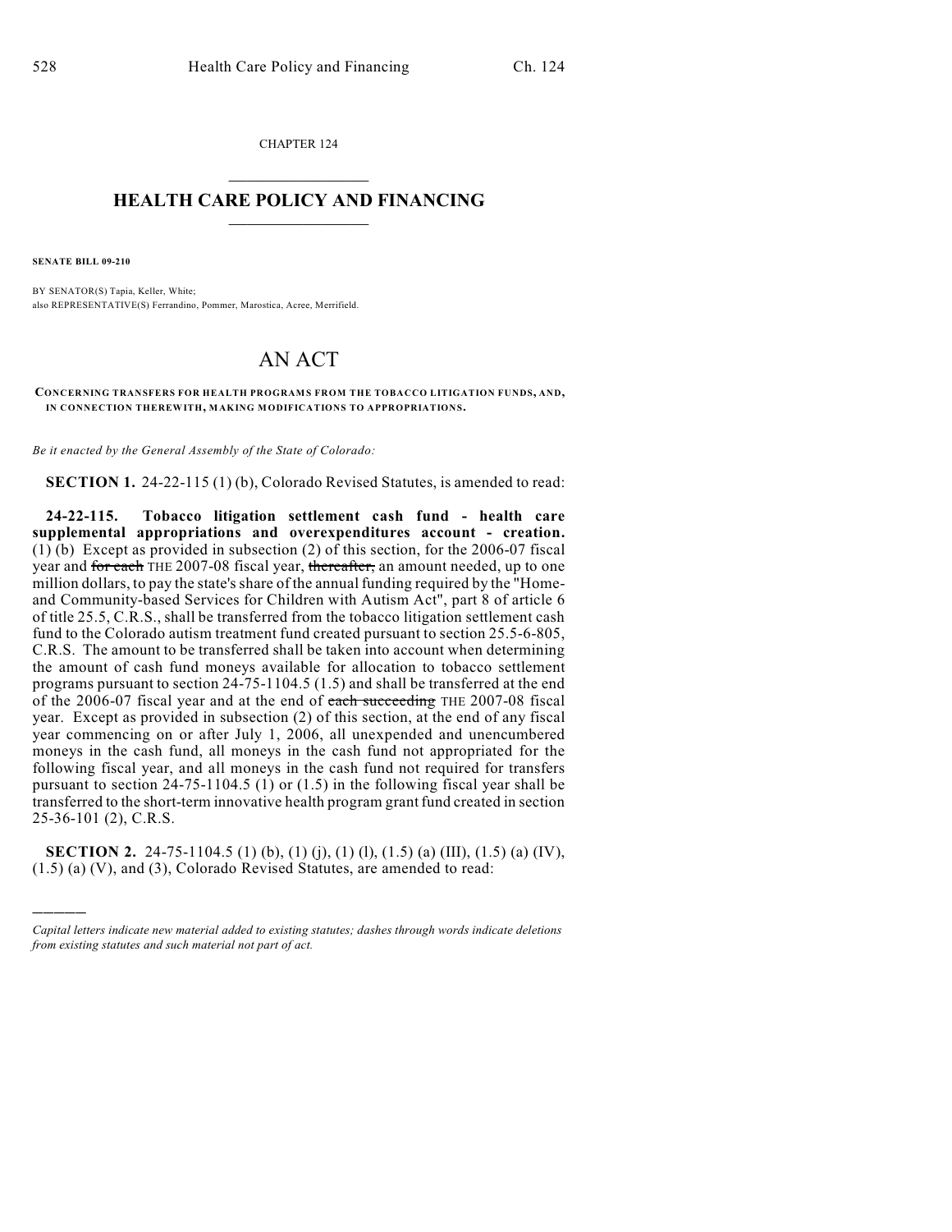CHAPTER 124

# HEALTH CARE POLICY AND FINANCING

**SENATE BILL 09-210**

BY SENATOR(S) Tapia, Keller, White;
also REPRESENTATIVE(S) Ferrandino, Pommer, Marostica, Acree, Merrifield.

# AN ACT

**CONCERNING TRANSFERS FOR HEALTH PROGRAMS FROM THE TOBACCO LITIGATION FUNDS, AND, IN CONNECTION THEREWITH, MAKING MODIFICATIONS TO APPROPRIATIONS.**

*Be it enacted by the General Assembly of the State of Colorado:*

**SECTION 1.** 24-22-115 (1) (b), Colorado Revised Statutes, is amended to read:

**24-22-115. Tobacco litigation settlement cash fund - health care supplemental appropriations and overexpenditures account - creation.** (1) (b) Except as provided in subsection (2) of this section, for the 2006-07 fiscal year and ~~for each~~ THE 2007-08 fiscal year, ~~thereafter,~~ an amount needed, up to one million dollars, to pay the state's share of the annual funding required by the "Home- and Community-based Services for Children with Autism Act", part 8 of article 6 of title 25.5, C.R.S., shall be transferred from the tobacco litigation settlement cash fund to the Colorado autism treatment fund created pursuant to section 25.5-6-805, C.R.S. The amount to be transferred shall be taken into account when determining the amount of cash fund moneys available for allocation to tobacco settlement programs pursuant to section 24-75-1104.5 (1.5) and shall be transferred at the end of the 2006-07 fiscal year and at the end of ~~each succeeding~~ THE 2007-08 fiscal year. Except as provided in subsection (2) of this section, at the end of any fiscal year commencing on or after July 1, 2006, all unexpended and unencumbered moneys in the cash fund, all moneys in the cash fund not appropriated for the following fiscal year, and all moneys in the cash fund not required for transfers pursuant to section 24-75-1104.5 (1) or (1.5) in the following fiscal year shall be transferred to the short-term innovative health program grant fund created in section 25-36-101 (2), C.R.S.

**SECTION 2.** 24-75-1104.5 (1) (b), (1) (j), (1) (l), (1.5) (a) (III), (1.5) (a) (IV), (1.5) (a) (V), and (3), Colorado Revised Statutes, are amended to read:

---

*Capital letters indicate new material added to existing statutes; dashes through words indicate deletions from existing statutes and such material not part of act.*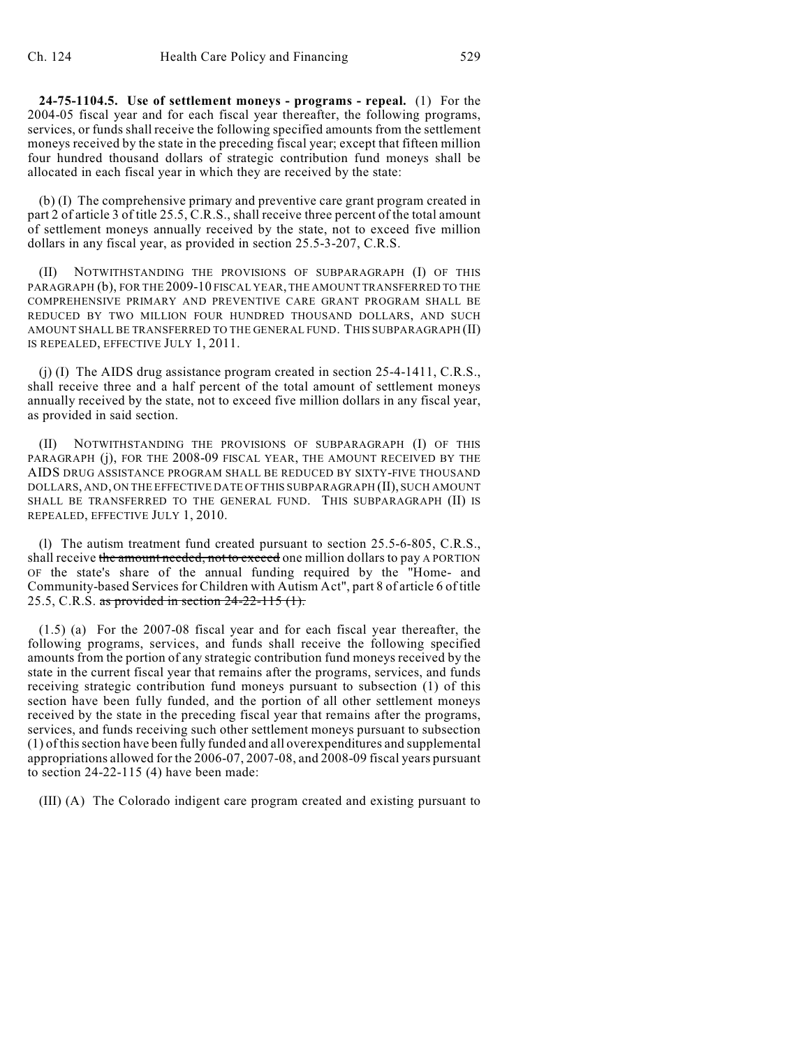**24-75-1104.5. Use of settlement moneys - programs - repeal.** (1) For the 2004-05 fiscal year and for each fiscal year thereafter, the following programs, services, or funds shall receive the following specified amounts from the settlement moneys received by the state in the preceding fiscal year; except that fifteen million four hundred thousand dollars of strategic contribution fund moneys shall be allocated in each fiscal year in which they are received by the state:

(b) (I) The comprehensive primary and preventive care grant program created in part 2 of article 3 of title 25.5, C.R.S., shall receive three percent of the total amount of settlement moneys annually received by the state, not to exceed five million dollars in any fiscal year, as provided in section 25.5-3-207, C.R.S.

(II) NOTWITHSTANDING THE PROVISIONS OF SUBPARAGRAPH (I) OF THIS PARAGRAPH (b), FOR THE 2009-10 FISCAL YEAR, THE AMOUNT TRANSFERRED TO THE COMPREHENSIVE PRIMARY AND PREVENTIVE CARE GRANT PROGRAM SHALL BE REDUCED BY TWO MILLION FOUR HUNDRED THOUSAND DOLLARS, AND SUCH AMOUNT SHALL BE TRANSFERRED TO THE GENERAL FUND. THIS SUBPARAGRAPH (II) IS REPEALED, EFFECTIVE JULY 1, 2011.

(j) (I) The AIDS drug assistance program created in section 25-4-1411, C.R.S., shall receive three and a half percent of the total amount of settlement moneys annually received by the state, not to exceed five million dollars in any fiscal year, as provided in said section.

(II) NOTWITHSTANDING THE PROVISIONS OF SUBPARAGRAPH (I) OF THIS PARAGRAPH (j), FOR THE 2008-09 FISCAL YEAR, THE AMOUNT RECEIVED BY THE AIDS DRUG ASSISTANCE PROGRAM SHALL BE REDUCED BY SIXTY-FIVE THOUSAND DOLLARS, AND, ON THE EFFECTIVE DATE OF THIS SUBPARAGRAPH (II), SUCH AMOUNT SHALL BE TRANSFERRED TO THE GENERAL FUND. THIS SUBPARAGRAPH (II) IS REPEALED, EFFECTIVE JULY 1, 2010.

(l) The autism treatment fund created pursuant to section 25.5-6-805, C.R.S., shall receive ~~the amount needed, not to exceed~~ one million dollars to pay A PORTION OF the state's share of the annual funding required by the "Home- and Community-based Services for Children with Autism Act", part 8 of article 6 of title 25.5, C.R.S. ~~as provided in section 24-22-115 (1).~~

(1.5) (a) For the 2007-08 fiscal year and for each fiscal year thereafter, the following programs, services, and funds shall receive the following specified amounts from the portion of any strategic contribution fund moneys received by the state in the current fiscal year that remains after the programs, services, and funds receiving strategic contribution fund moneys pursuant to subsection (1) of this section have been fully funded, and the portion of all other settlement moneys received by the state in the preceding fiscal year that remains after the programs, services, and funds receiving such other settlement moneys pursuant to subsection (1) of this section have been fully funded and all overexpenditures and supplemental appropriations allowed for the 2006-07, 2007-08, and 2008-09 fiscal years pursuant to section 24-22-115 (4) have been made:

(III) (A) The Colorado indigent care program created and existing pursuant to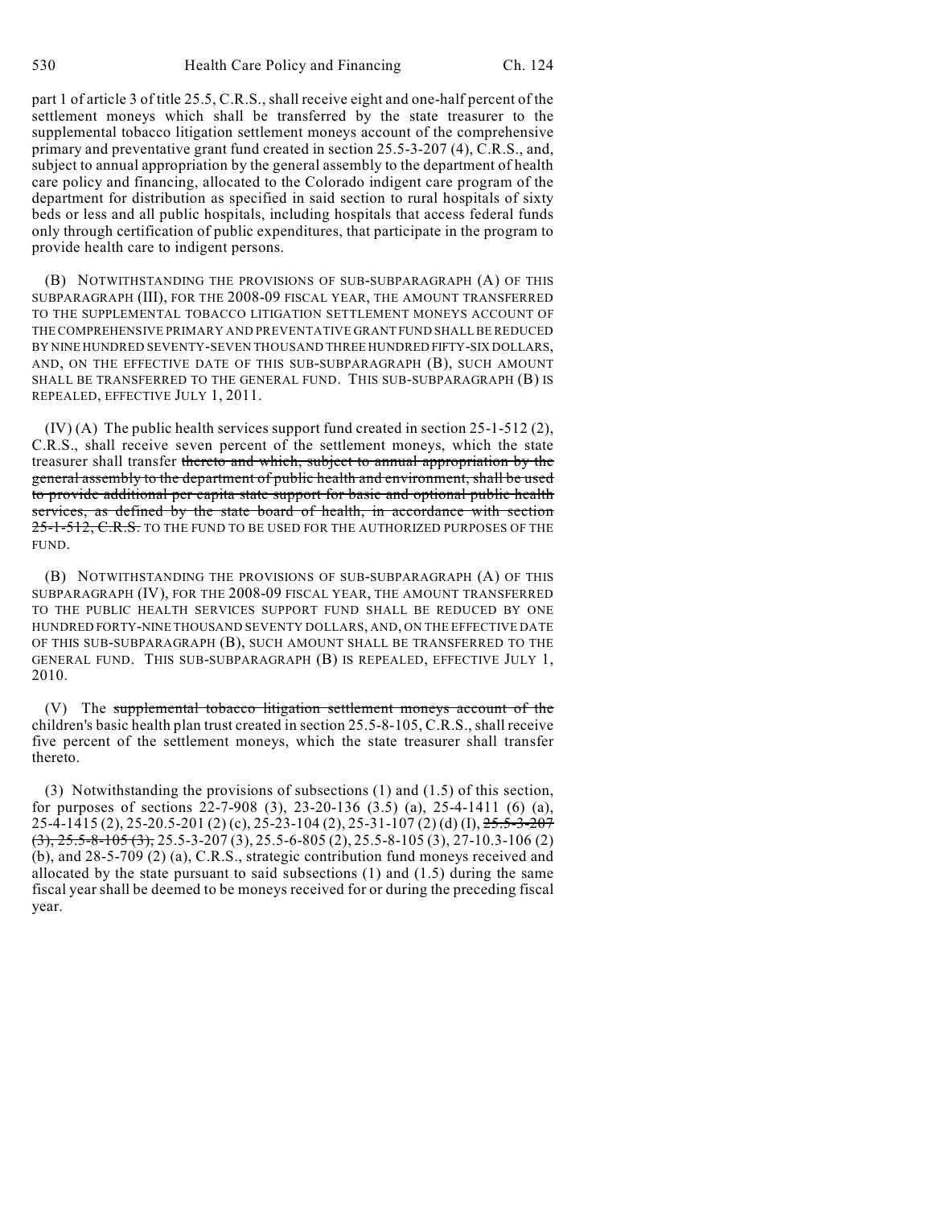part 1 of article 3 of title 25.5, C.R.S., shall receive eight and one-half percent of the settlement moneys which shall be transferred by the state treasurer to the supplemental tobacco litigation settlement moneys account of the comprehensive primary and preventative grant fund created in section 25.5-3-207 (4), C.R.S., and, subject to annual appropriation by the general assembly to the department of health care policy and financing, allocated to the Colorado indigent care program of the department for distribution as specified in said section to rural hospitals of sixty beds or less and all public hospitals, including hospitals that access federal funds only through certification of public expenditures, that participate in the program to provide health care to indigent persons.

(B) NOTWITHSTANDING THE PROVISIONS OF SUB-SUBPARAGRAPH (A) OF THIS SUBPARAGRAPH (III), FOR THE 2008-09 FISCAL YEAR, THE AMOUNT TRANSFERRED TO THE SUPPLEMENTAL TOBACCO LITIGATION SETTLEMENT MONEYS ACCOUNT OF THE COMPREHENSIVE PRIMARY AND PREVENTATIVE GRANT FUND SHALL BE REDUCED BY NINE HUNDRED SEVENTY-SEVEN THOUSAND THREE HUNDRED FIFTY-SIX DOLLARS, AND, ON THE EFFECTIVE DATE OF THIS SUB-SUBPARAGRAPH (B), SUCH AMOUNT SHALL BE TRANSFERRED TO THE GENERAL FUND. THIS SUB-SUBPARAGRAPH (B) IS REPEALED, EFFECTIVE JULY 1, 2011.

(IV) (A) The public health services support fund created in section 25-1-512 (2), C.R.S., shall receive seven percent of the settlement moneys, which the state treasurer shall transfer ~~thereto and which, subject to annual appropriation by the general assembly to the department of public health and environment, shall be used to provide additional per capita state support for basic and optional public health services, as defined by the state board of health, in accordance with section 25-1-512, C.R.S.~~ TO THE FUND TO BE USED FOR THE AUTHORIZED PURPOSES OF THE FUND.

(B) NOTWITHSTANDING THE PROVISIONS OF SUB-SUBPARAGRAPH (A) OF THIS SUBPARAGRAPH (IV), FOR THE 2008-09 FISCAL YEAR, THE AMOUNT TRANSFERRED TO THE PUBLIC HEALTH SERVICES SUPPORT FUND SHALL BE REDUCED BY ONE HUNDRED FORTY-NINE THOUSAND SEVENTY DOLLARS, AND, ON THE EFFECTIVE DATE OF THIS SUB-SUBPARAGRAPH (B), SUCH AMOUNT SHALL BE TRANSFERRED TO THE GENERAL FUND. THIS SUB-SUBPARAGRAPH (B) IS REPEALED, EFFECTIVE JULY 1, 2010.

(V) The ~~supplemental tobacco litigation settlement moneys account of the~~ children's basic health plan trust created in section 25.5-8-105, C.R.S., shall receive five percent of the settlement moneys, which the state treasurer shall transfer thereto.

(3) Notwithstanding the provisions of subsections (1) and (1.5) of this section, for purposes of sections 22-7-908 (3), 23-20-136 (3.5) (a), 25-4-1411 (6) (a), 25-4-1415 (2), 25-20.5-201 (2) (c), 25-23-104 (2), 25-31-107 (2) (d) (I), ~~25.5-3-207 (3), 25.5-8-105 (3),~~ 25.5-3-207 (3), 25.5-6-805 (2), 25.5-8-105 (3), 27-10.3-106 (2) (b), and 28-5-709 (2) (a), C.R.S., strategic contribution fund moneys received and allocated by the state pursuant to said subsections (1) and (1.5) during the same fiscal year shall be deemed to be moneys received for or during the preceding fiscal year.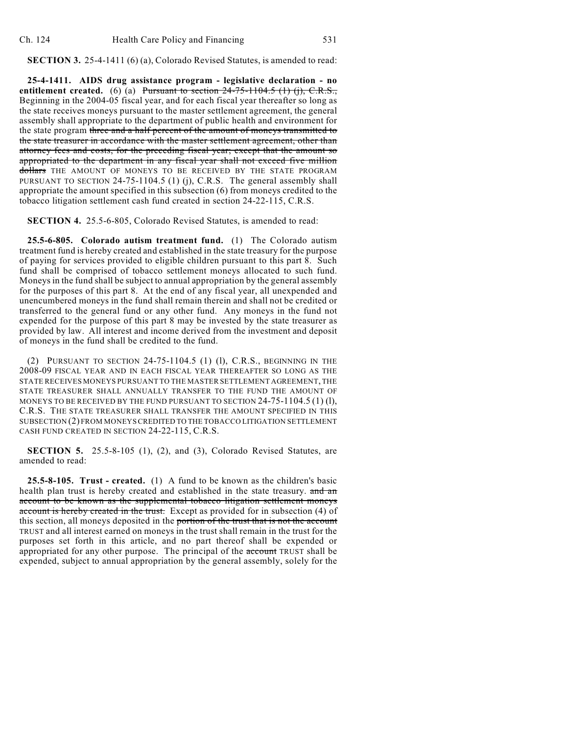**SECTION 3.** 25-4-1411 (6) (a), Colorado Revised Statutes, is amended to read:

**25-4-1411. AIDS drug assistance program - legislative declaration - no entitlement created.** (6) (a) ~~Pursuant to section 24-75-1104.5 (1) (j), C.R.S.,~~ Beginning in the 2004-05 fiscal year, and for each fiscal year thereafter so long as the state receives moneys pursuant to the master settlement agreement, the general assembly shall appropriate to the department of public health and environment for the state program ~~three and a half percent of the amount of moneys transmitted to the state treasurer in accordance with the master settlement agreement, other than attorney fees and costs, for the preceding fiscal year; except that the amount so appropriated to the department in any fiscal year shall not exceed five million dollars~~ THE AMOUNT OF MONEYS TO BE RECEIVED BY THE STATE PROGRAM PURSUANT TO SECTION 24-75-1104.5 (1) (j), C.R.S. The general assembly shall appropriate the amount specified in this subsection (6) from moneys credited to the tobacco litigation settlement cash fund created in section 24-22-115, C.R.S.

**SECTION 4.** 25.5-6-805, Colorado Revised Statutes, is amended to read:

**25.5-6-805. Colorado autism treatment fund.** (1) The Colorado autism treatment fund is hereby created and established in the state treasury for the purpose of paying for services provided to eligible children pursuant to this part 8. Such fund shall be comprised of tobacco settlement moneys allocated to such fund. Moneys in the fund shall be subject to annual appropriation by the general assembly for the purposes of this part 8. At the end of any fiscal year, all unexpended and unencumbered moneys in the fund shall remain therein and shall not be credited or transferred to the general fund or any other fund. Any moneys in the fund not expended for the purpose of this part 8 may be invested by the state treasurer as provided by law. All interest and income derived from the investment and deposit of moneys in the fund shall be credited to the fund.

(2) PURSUANT TO SECTION 24-75-1104.5 (1) (l), C.R.S., BEGINNING IN THE 2008-09 FISCAL YEAR AND IN EACH FISCAL YEAR THEREAFTER SO LONG AS THE STATE RECEIVES MONEYS PURSUANT TO THE MASTER SETTLEMENT AGREEMENT, THE STATE TREASURER SHALL ANNUALLY TRANSFER TO THE FUND THE AMOUNT OF MONEYS TO BE RECEIVED BY THE FUND PURSUANT TO SECTION 24-75-1104.5 (1) (l), C.R.S. THE STATE TREASURER SHALL TRANSFER THE AMOUNT SPECIFIED IN THIS SUBSECTION (2) FROM MONEYS CREDITED TO THE TOBACCO LITIGATION SETTLEMENT CASH FUND CREATED IN SECTION 24-22-115, C.R.S.

**SECTION 5.** 25.5-8-105 (1), (2), and (3), Colorado Revised Statutes, are amended to read:

**25.5-8-105. Trust - created.** (1) A fund to be known as the children's basic health plan trust is hereby created and established in the state treasury. ~~and an account to be known as the supplemental tobacco litigation settlement moneys account is hereby created in the trust.~~ Except as provided for in subsection (4) of this section, all moneys deposited in the ~~portion of the trust that is not the account~~ TRUST and all interest earned on moneys in the trust shall remain in the trust for the purposes set forth in this article, and no part thereof shall be expended or appropriated for any other purpose. The principal of the ~~account~~ TRUST shall be expended, subject to annual appropriation by the general assembly, solely for the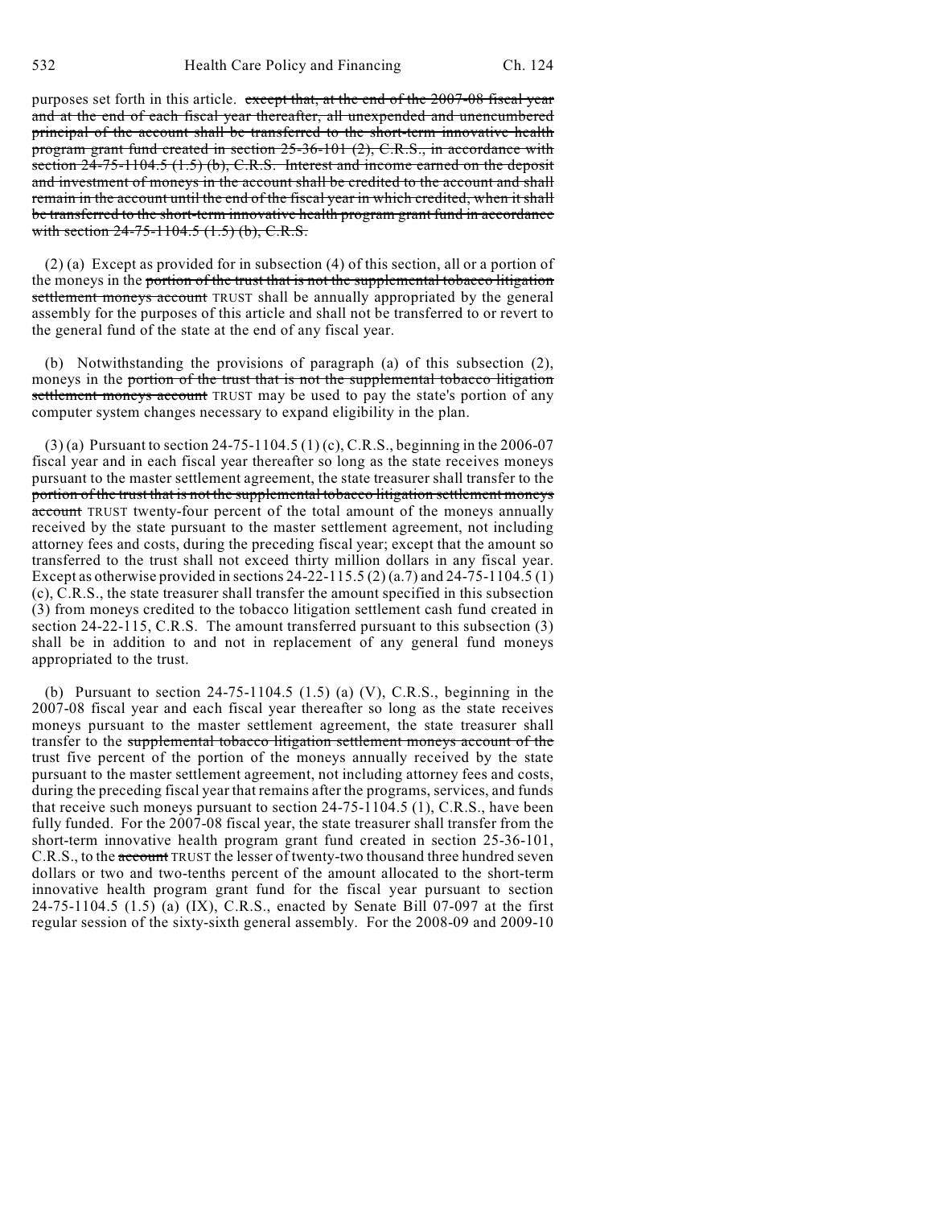purposes set forth in this article. ~~except that, at the end of the 2007-08 fiscal year and at the end of each fiscal year thereafter, all unexpended and unencumbered principal of the account shall be transferred to the short-term innovative health program grant fund created in section 25-36-101 (2), C.R.S., in accordance with section 24-75-1104.5 (1.5) (b), C.R.S. Interest and income earned on the deposit and investment of moneys in the account shall be credited to the account and shall remain in the account until the end of the fiscal year in which credited, when it shall be transferred to the short-term innovative health program grant fund in accordance with section 24-75-1104.5 (1.5) (b), C.R.S.~~

(2) (a) Except as provided for in subsection (4) of this section, all or a portion of the moneys in the ~~portion of the trust that is not the supplemental tobacco litigation settlement moneys account~~ TRUST shall be annually appropriated by the general assembly for the purposes of this article and shall not be transferred to or revert to the general fund of the state at the end of any fiscal year.

(b) Notwithstanding the provisions of paragraph (a) of this subsection (2), moneys in the ~~portion of the trust that is not the supplemental tobacco litigation settlement moneys account~~ TRUST may be used to pay the state's portion of any computer system changes necessary to expand eligibility in the plan.

(3) (a) Pursuant to section 24-75-1104.5 (1) (c), C.R.S., beginning in the 2006-07 fiscal year and in each fiscal year thereafter so long as the state receives moneys pursuant to the master settlement agreement, the state treasurer shall transfer to the ~~portion of the trust that is not the supplemental tobacco litigation settlement moneys account~~ TRUST twenty-four percent of the total amount of the moneys annually received by the state pursuant to the master settlement agreement, not including attorney fees and costs, during the preceding fiscal year; except that the amount so transferred to the trust shall not exceed thirty million dollars in any fiscal year. Except as otherwise provided in sections 24-22-115.5 (2) (a.7) and 24-75-1104.5 (1) (c), C.R.S., the state treasurer shall transfer the amount specified in this subsection (3) from moneys credited to the tobacco litigation settlement cash fund created in section 24-22-115, C.R.S. The amount transferred pursuant to this subsection (3) shall be in addition to and not in replacement of any general fund moneys appropriated to the trust.

(b) Pursuant to section 24-75-1104.5 (1.5) (a) (V), C.R.S., beginning in the 2007-08 fiscal year and each fiscal year thereafter so long as the state receives moneys pursuant to the master settlement agreement, the state treasurer shall transfer to the ~~supplemental tobacco litigation settlement moneys account of the~~ trust five percent of the portion of the moneys annually received by the state pursuant to the master settlement agreement, not including attorney fees and costs, during the preceding fiscal year that remains after the programs, services, and funds that receive such moneys pursuant to section 24-75-1104.5 (1), C.R.S., have been fully funded. For the 2007-08 fiscal year, the state treasurer shall transfer from the short-term innovative health program grant fund created in section 25-36-101, C.R.S., to the ~~account~~ TRUST the lesser of twenty-two thousand three hundred seven dollars or two and two-tenths percent of the amount allocated to the short-term innovative health program grant fund for the fiscal year pursuant to section 24-75-1104.5 (1.5) (a) (IX), C.R.S., enacted by Senate Bill 07-097 at the first regular session of the sixty-sixth general assembly. For the 2008-09 and 2009-10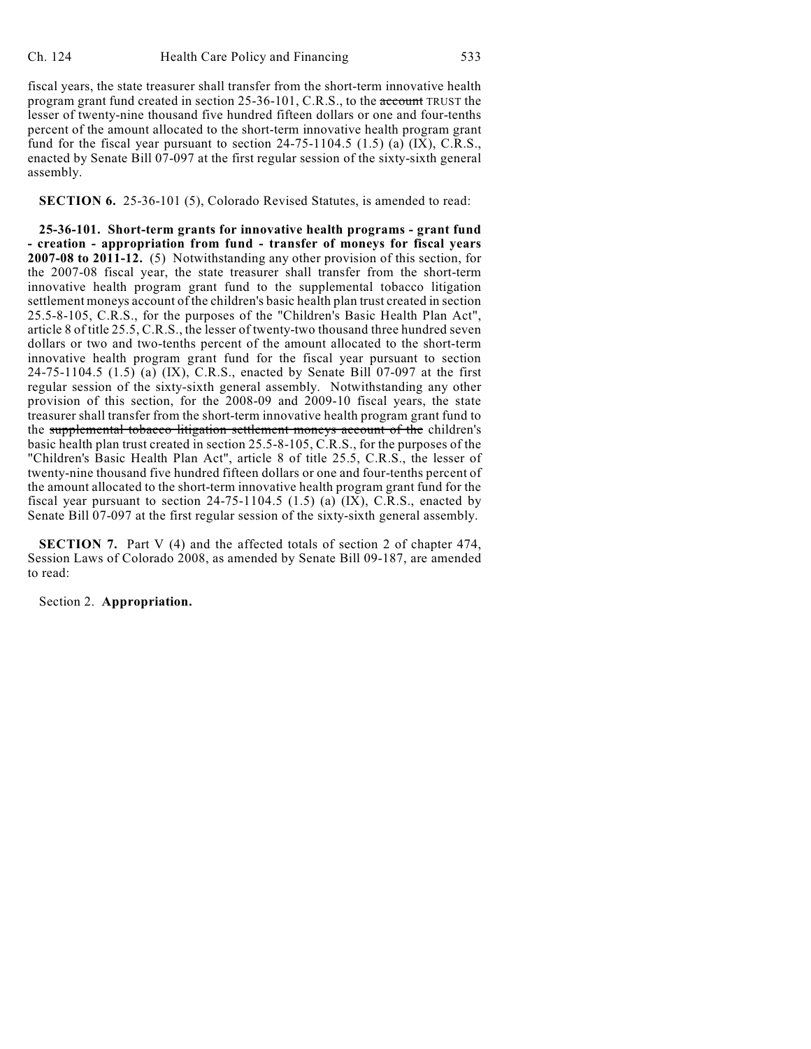fiscal years, the state treasurer shall transfer from the short-term innovative health program grant fund created in section 25-36-101, C.R.S., to the ~~account~~ TRUST the lesser of twenty-nine thousand five hundred fifteen dollars or one and four-tenths percent of the amount allocated to the short-term innovative health program grant fund for the fiscal year pursuant to section 24-75-1104.5 (1.5) (a) (IX), C.R.S., enacted by Senate Bill 07-097 at the first regular session of the sixty-sixth general assembly.

**SECTION 6.** 25-36-101 (5), Colorado Revised Statutes, is amended to read:

**25-36-101. Short-term grants for innovative health programs - grant fund - creation - appropriation from fund - transfer of moneys for fiscal years 2007-08 to 2011-12.** (5) Notwithstanding any other provision of this section, for the 2007-08 fiscal year, the state treasurer shall transfer from the short-term innovative health program grant fund to the supplemental tobacco litigation settlement moneys account of the children's basic health plan trust created in section 25.5-8-105, C.R.S., for the purposes of the "Children's Basic Health Plan Act", article 8 of title 25.5, C.R.S., the lesser of twenty-two thousand three hundred seven dollars or two and two-tenths percent of the amount allocated to the short-term innovative health program grant fund for the fiscal year pursuant to section 24-75-1104.5 (1.5) (a) (IX), C.R.S., enacted by Senate Bill 07-097 at the first regular session of the sixty-sixth general assembly. Notwithstanding any other provision of this section, for the 2008-09 and 2009-10 fiscal years, the state treasurer shall transfer from the short-term innovative health program grant fund to the ~~supplemental tobacco litigation settlement moneys account of the~~ children's basic health plan trust created in section 25.5-8-105, C.R.S., for the purposes of the "Children's Basic Health Plan Act", article 8 of title 25.5, C.R.S., the lesser of twenty-nine thousand five hundred fifteen dollars or one and four-tenths percent of the amount allocated to the short-term innovative health program grant fund for the fiscal year pursuant to section 24-75-1104.5 (1.5) (a) (IX), C.R.S., enacted by Senate Bill 07-097 at the first regular session of the sixty-sixth general assembly.

**SECTION 7.** Part V (4) and the affected totals of section 2 of chapter 474, Session Laws of Colorado 2008, as amended by Senate Bill 09-187, are amended to read:

Section 2. **Appropriation.**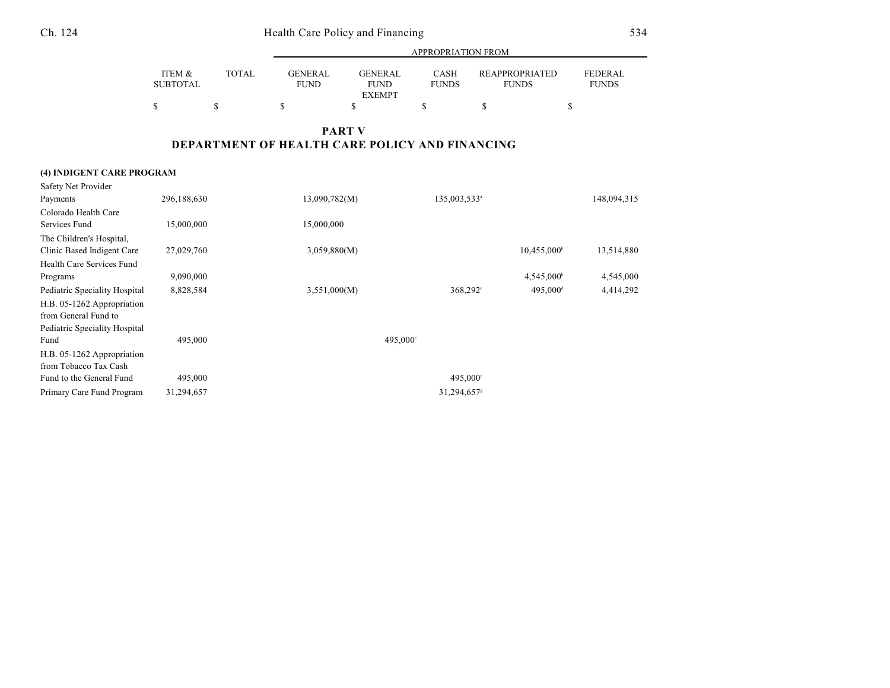## PART V
## DEPARTMENT OF HEALTH CARE POLICY AND FINANCING

| | ITEM & SUBTOTAL | TOTAL | APPROPRIATION FROM GENERAL FUND | GENERAL FUND EXEMPT | CASH FUNDS | REAPPROPRIATED FUNDS | FEDERAL FUNDS |
|---|---|---|---|---|---|---|---|
| | $ | $ | $ | $ | $ | $ | $ |
| **(4) INDIGENT CARE PROGRAM** | | | | | | | |
| Safety Net Provider Payments | 296,188,630 | | 13,090,782(M) | | 135,003,533[a] | | 148,094,315 |
| Colorado Health Care Services Fund | 15,000,000 | | 15,000,000 | | | | |
| The Children's Hospital, Clinic Based Indigent Care | 27,029,760 | | 3,059,880(M) | | | 10,455,000[b] | 13,514,880 |
| Health Care Services Fund Programs | 9,090,000 | | | | | 4,545,000[b] | 4,545,000 |
| Pediatric Speciality Hospital | 8,828,584 | | 3,551,000(M) | | 368,292[c] | 495,000[d] | 4,414,292 |
| H.B. 05-1262 Appropriation from General Fund to Pediatric Speciality Hospital Fund | 495,000 | | | 495,000[e] | | | |
| H.B. 05-1262 Appropriation from Tobacco Tax Cash Fund to the General Fund | 495,000 | | | | 495,000[f] | | |
| Primary Care Fund Program | 31,294,657 | | | | 31,294,657[g] | | |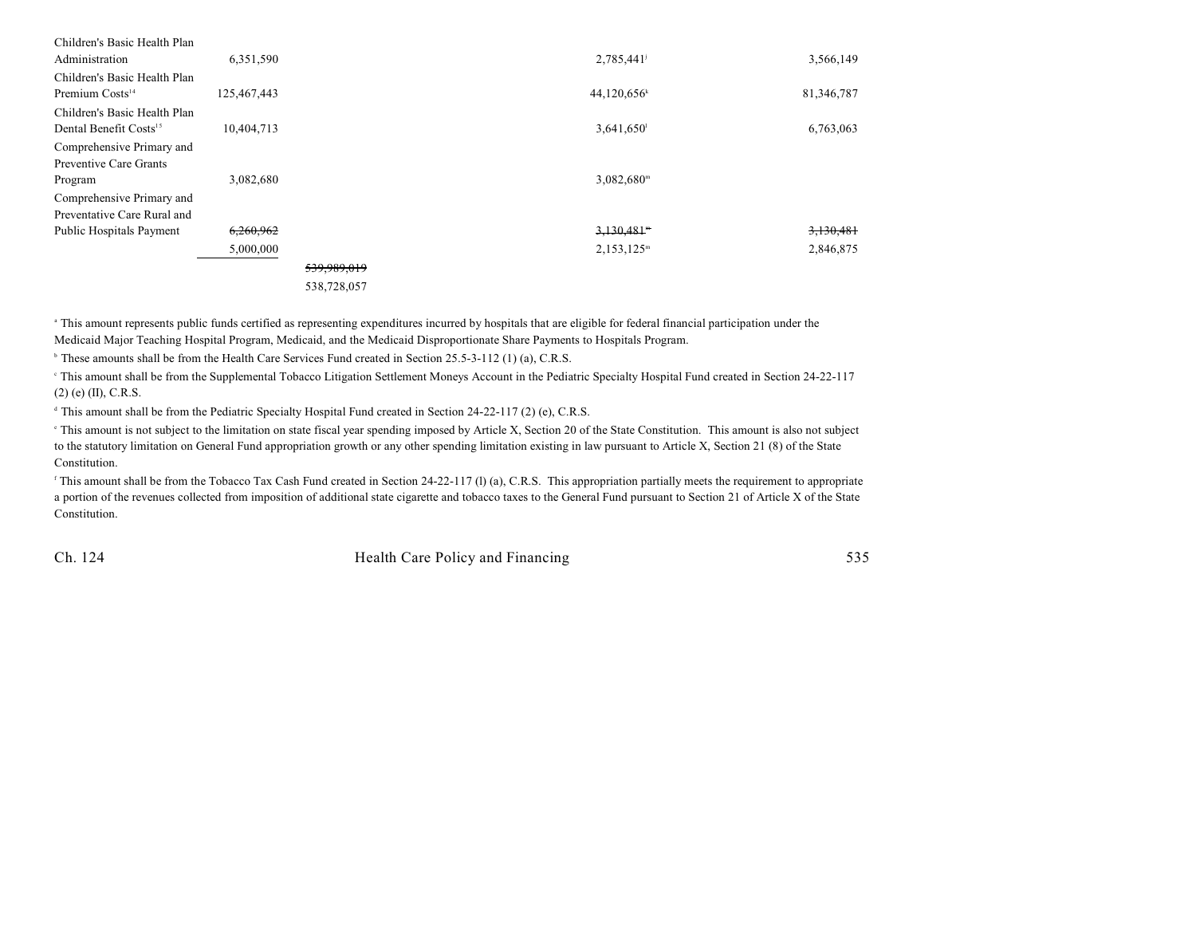| | | | | |
|---|---|---|---|---|
| Children's Basic Health Plan Administration | 6,351,590 | | 2,785,441[j] | 3,566,149 |
| Children's Basic Health Plan Premium Costs[14] | 125,467,443 | | 44,120,656[k] | 81,346,787 |
| Children's Basic Health Plan Dental Benefit Costs[15] | 10,404,713 | | 3,641,650[l] | 6,763,063 |
| Comprehensive Primary and Preventive Care Grants Program | 3,082,680 | | 3,082,680[m] | |
| Comprehensive Primary and Preventative Care Rural and Public Hospitals Payment | ~~6,260,962~~ | | ~~3,130,481[m]~~ | ~~3,130,481~~ |
| | 5,000,000 | | 2,153,125[m] | 2,846,875 |
| | | ~~539,989,019~~ | | |
| | | 538,728,057 | | |

[a] This amount represents public funds certified as representing expenditures incurred by hospitals that are eligible for federal financial participation under the Medicaid Major Teaching Hospital Program, Medicaid, and the Medicaid Disproportionate Share Payments to Hospitals Program.

[b] These amounts shall be from the Health Care Services Fund created in Section 25.5-3-112 (1) (a), C.R.S.

[c] This amount shall be from the Supplemental Tobacco Litigation Settlement Moneys Account in the Pediatric Specialty Hospital Fund created in Section 24-22-117 (2) (e) (II), C.R.S.

[d] This amount shall be from the Pediatric Specialty Hospital Fund created in Section 24-22-117 (2) (e), C.R.S.

[e] This amount is not subject to the limitation on state fiscal year spending imposed by Article X, Section 20 of the State Constitution. This amount is also not subject to the statutory limitation on General Fund appropriation growth or any other spending limitation existing in law pursuant to Article X, Section 21 (8) of the State Constitution.

[f] This amount shall be from the Tobacco Tax Cash Fund created in Section 24-22-117 (l) (a), C.R.S. This appropriation partially meets the requirement to appropriate a portion of the revenues collected from imposition of additional state cigarette and tobacco taxes to the General Fund pursuant to Section 21 of Article X of the State Constitution.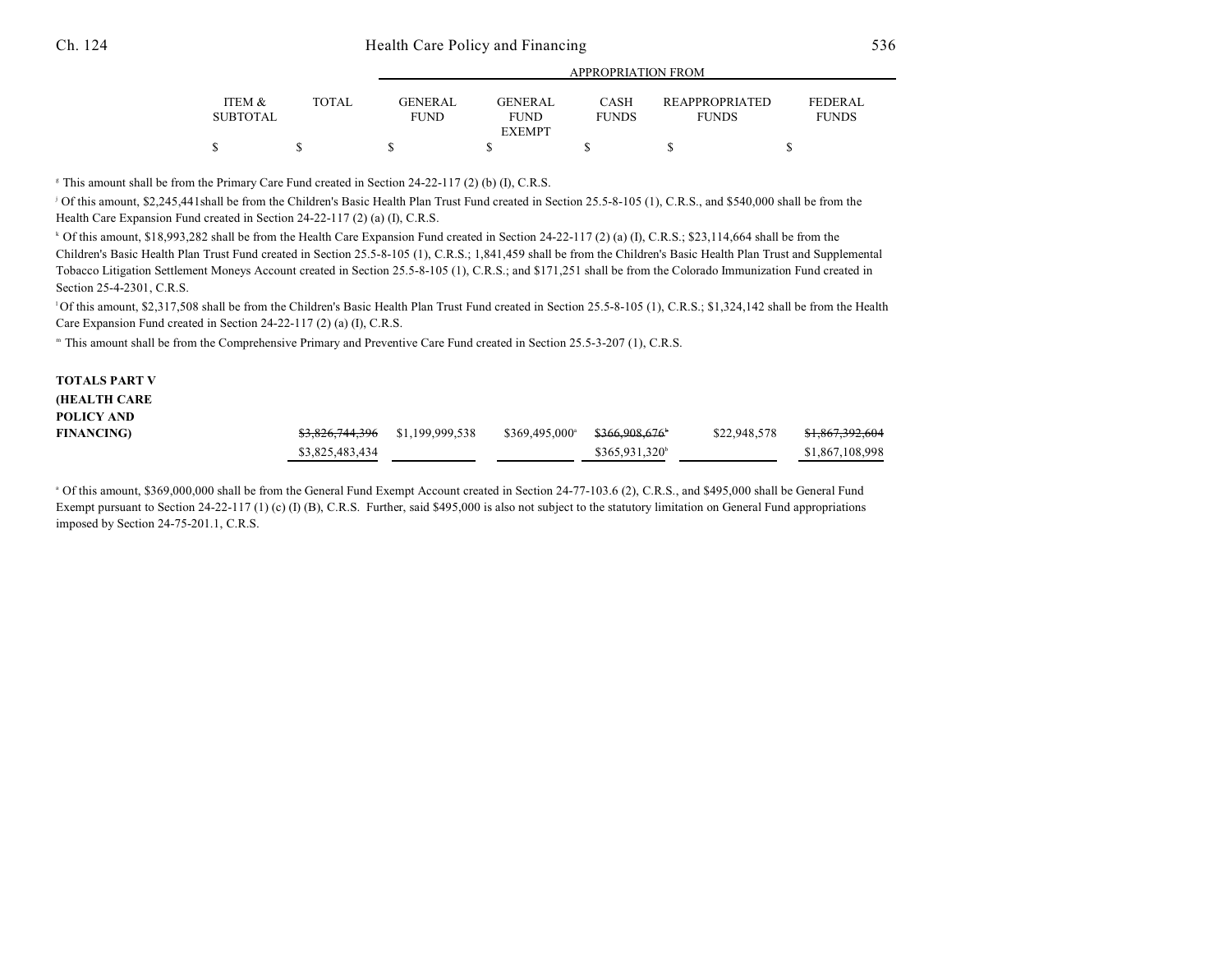| ITEM & SUBTOTAL | TOTAL | GENERAL FUND | GENERAL FUND EXEMPT | CASH FUNDS | REAPPROPRIATED FUNDS | FEDERAL FUNDS |
|---|---|---|---|---|---|---|
| $ | $ | $ | $ | $ | $ | $ |

[g] This amount shall be from the Primary Care Fund created in Section 24-22-117 (2) (b) (I), C.R.S.

[j] Of this amount, $2,245,441shall be from the Children's Basic Health Plan Trust Fund created in Section 25.5-8-105 (1), C.R.S., and $540,000 shall be from the Health Care Expansion Fund created in Section 24-22-117 (2) (a) (I), C.R.S.

[k] Of this amount, $18,993,282 shall be from the Health Care Expansion Fund created in Section 24-22-117 (2) (a) (I), C.R.S.; $23,114,664 shall be from the Children's Basic Health Plan Trust Fund created in Section 25.5-8-105 (1), C.R.S.; 1,841,459 shall be from the Children's Basic Health Plan Trust and Supplemental Tobacco Litigation Settlement Moneys Account created in Section 25.5-8-105 (1), C.R.S.; and $171,251 shall be from the Colorado Immunization Fund created in Section 25-4-2301, C.R.S.

[l] Of this amount, $2,317,508 shall be from the Children's Basic Health Plan Trust Fund created in Section 25.5-8-105 (1), C.R.S.; $1,324,142 shall be from the Health Care Expansion Fund created in Section 24-22-117 (2) (a) (I), C.R.S.

[m] This amount shall be from the Comprehensive Primary and Preventive Care Fund created in Section 25.5-3-207 (1), C.R.S.

| | ITEM & SUBTOTAL | TOTAL | GENERAL FUND | GENERAL FUND EXEMPT | CASH FUNDS | REAPPROPRIATED FUNDS | FEDERAL FUNDS |
|---|---|---|---|---|---|---|---|
| **TOTALS PART V (HEALTH CARE POLICY AND FINANCING)** | | ~~$3,826,744,396~~ | $1,199,999,538 | $369,495,000[a] | ~~$366,908,676[b]~~ | $22,948,578 | ~~$1,867,392,604~~ |
| | | $3,825,483,434 | | | $365,931,320[b] | | $1,867,108,998 |

[a] Of this amount, $369,000,000 shall be from the General Fund Exempt Account created in Section 24-77-103.6 (2), C.R.S., and $495,000 shall be General Fund Exempt pursuant to Section 24-22-117 (1) (c) (I) (B), C.R.S. Further, said $495,000 is also not subject to the statutory limitation on General Fund appropriations imposed by Section 24-75-201.1, C.R.S.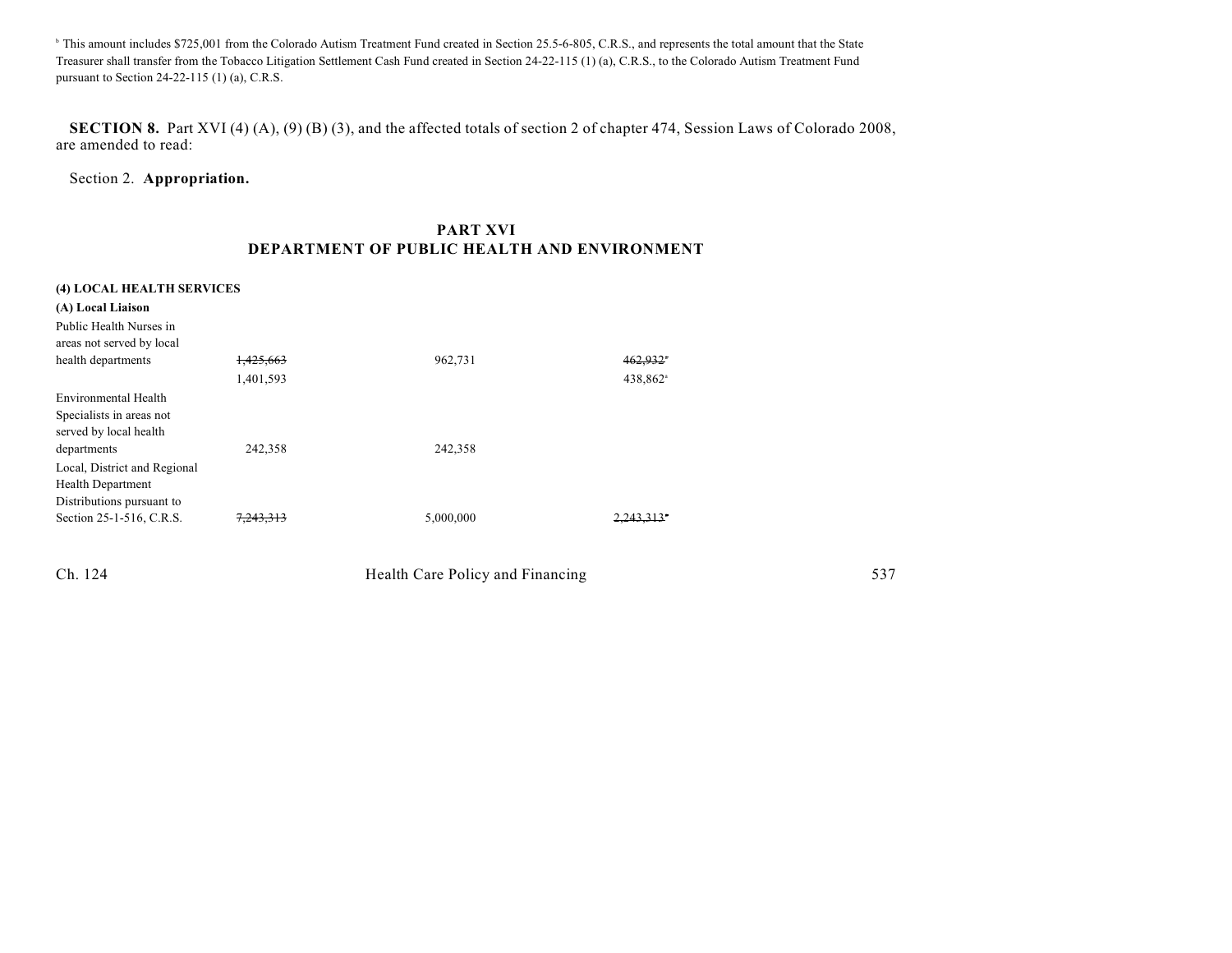[b] This amount includes $725,001 from the Colorado Autism Treatment Fund created in Section 25.5-6-805, C.R.S., and represents the total amount that the State Treasurer shall transfer from the Tobacco Litigation Settlement Cash Fund created in Section 24-22-115 (1) (a), C.R.S., to the Colorado Autism Treatment Fund pursuant to Section 24-22-115 (1) (a), C.R.S.

**SECTION 8.** Part XVI (4) (A), (9) (B) (3), and the affected totals of section 2 of chapter 474, Session Laws of Colorado 2008, are amended to read:

Section 2. **Appropriation.**

## PART XVI
## DEPARTMENT OF PUBLIC HEALTH AND ENVIRONMENT

**(4) LOCAL HEALTH SERVICES**

**(A) Local Liaison**

| | | | |
|---|---|---|---|
| Public Health Nurses in areas not served by local health departments | ~~1,425,663~~ | 962,731 | ~~462,932~~[a] |
| | 1,401,593 | | 438,862[a] |
| Environmental Health Specialists in areas not served by local health departments | 242,358 | 242,358 | |
| Local, District and Regional Health Department Distributions pursuant to Section 25-1-516, C.R.S. | ~~7,243,313~~ | 5,000,000 | ~~2,243,313~~[a] |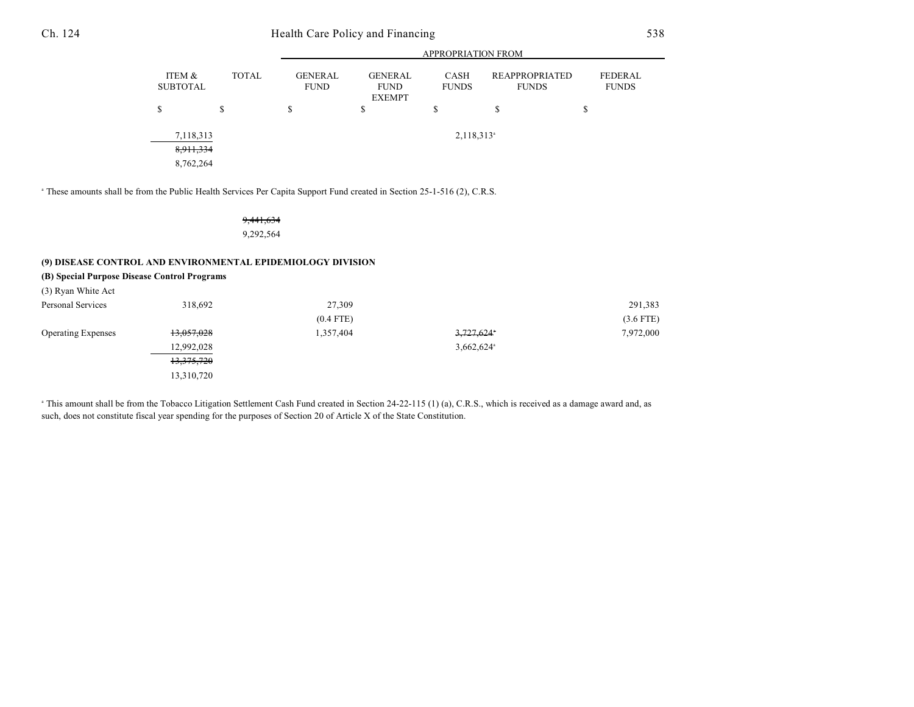| | ITEM & SUBTOTAL | TOTAL | APPROPRIATION FROM GENERAL FUND | GENERAL FUND EXEMPT | CASH FUNDS | REAPPROPRIATED FUNDS | FEDERAL FUNDS |
|---|---|---|---|---|---|---|---|
| | $ | $ | $ | $ | $ | $ | $ |
| | 7,118,313 | | | | 2,118,313[a] | | |
| | ~~8,911,334~~ | | | | | | |
| | 8,762,264 | | | | | | |

[a] These amounts shall be from the Public Health Services Per Capita Support Fund created in Section 25-1-516 (2), C.R.S.

| | ITEM & SUBTOTAL | TOTAL | GENERAL FUND | GENERAL FUND EXEMPT | CASH FUNDS | REAPPROPRIATED FUNDS | FEDERAL FUNDS |
|---|---|---|---|---|---|---|---|
| | | ~~9,441,634~~ | | | | | |
| | | 9,292,564 | | | | | |

**(9) DISEASE CONTROL AND ENVIRONMENTAL EPIDEMIOLOGY DIVISION**

**(B) Special Purpose Disease Control Programs**

(3) Ryan White Act

| | ITEM & SUBTOTAL | TOTAL | GENERAL FUND | GENERAL FUND EXEMPT | CASH FUNDS | REAPPROPRIATED FUNDS | FEDERAL FUNDS |
|---|---|---|---|---|---|---|---|
| Personal Services | 318,692 | | 27,309 | | | | 291,383 |
| | | | (0.4 FTE) | | | | (3.6 FTE) |
| Operating Expenses | ~~13,057,028~~ | | 1,357,404 | | ~~3,727,624~~[a] | | 7,972,000 |
| | 12,992,028 | | | | 3,662,624[a] | | |
| | ~~13,375,720~~ | | | | | | |
| | 13,310,720 | | | | | | |

[a] This amount shall be from the Tobacco Litigation Settlement Cash Fund created in Section 24-22-115 (1) (a), C.R.S., which is received as a damage award and, as such, does not constitute fiscal year spending for the purposes of Section 20 of Article X of the State Constitution.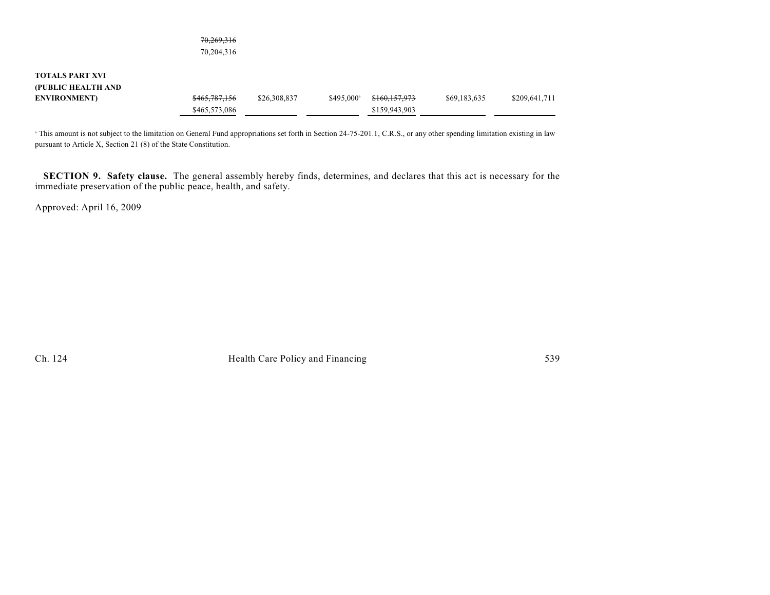|   |   |   |   |   |   |   |
|---|---|---|---|---|---|---|
|   | ~~70,269,316~~ <br> 70,204,316 |   |   |   |   |   |
| **TOTALS PART XVI (PUBLIC HEALTH AND ENVIRONMENT)** | ~~$465,787,156~~ <br> $465,573,086 | $26,308,837 | $495,000[a] | ~~$160,157,973~~ <br> $159,943,903 | $69,183,635 | $209,641,711 |

[a] This amount is not subject to the limitation on General Fund appropriations set forth in Section 24-75-201.1, C.R.S., or any other spending limitation existing in law pursuant to Article X, Section 21 (8) of the State Constitution.

**SECTION 9. Safety clause.** The general assembly hereby finds, determines, and declares that this act is necessary for the immediate preservation of the public peace, health, and safety.

Approved: April 16, 2009